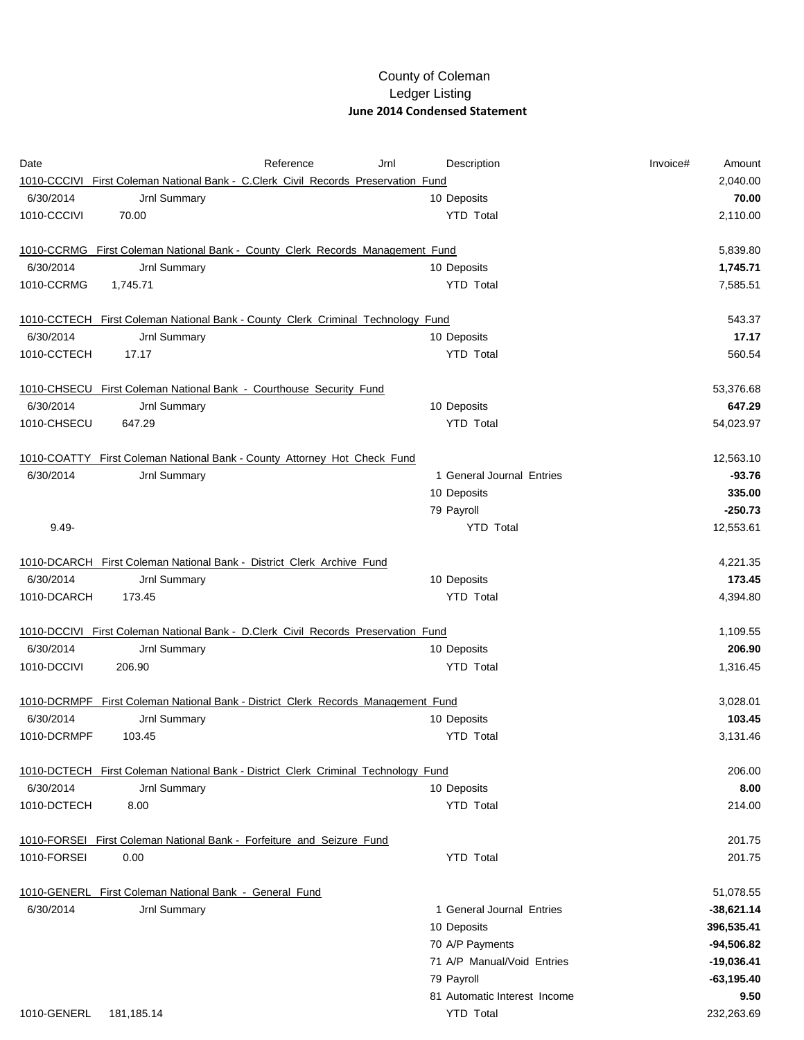# County of Coleman
## Ledger Listing
### June 2014 Condensed Statement

| Date | Reference | Jrnl | Description | Invoice# | Amount |
|---|---|---|---|---|---|
| 1010-CCCIVI First Coleman National Bank - C.Clerk Civil Records Preservation Fund | | | | | 2,040.00 |
| 6/30/2014 | Jrnl Summary | | 10 Deposits | | **70.00** |
| 1010-CCCIVI | 70.00 | | YTD Total | | 2,110.00 |
| | | | | | |
| 1010-CCRMG First Coleman National Bank - County Clerk Records Management Fund | | | | | 5,839.80 |
| 6/30/2014 | Jrnl Summary | | 10 Deposits | | **1,745.71** |
| 1010-CCRMG | 1,745.71 | | YTD Total | | 7,585.51 |
| | | | | | |
| 1010-CCTECH First Coleman National Bank - County Clerk Criminal Technology Fund | | | | | 543.37 |
| 6/30/2014 | Jrnl Summary | | 10 Deposits | | **17.17** |
| 1010-CCTECH | 17.17 | | YTD Total | | 560.54 |
| | | | | | |
| 1010-CHSECU First Coleman National Bank - Courthouse Security Fund | | | | | 53,376.68 |
| 6/30/2014 | Jrnl Summary | | 10 Deposits | | **647.29** |
| 1010-CHSECU | 647.29 | | YTD Total | | 54,023.97 |
| | | | | | |
| 1010-COATTY First Coleman National Bank - County Attorney Hot Check Fund | | | | | 12,563.10 |
| 6/30/2014 | Jrnl Summary | | 1 General Journal Entries | | **-93.76** |
| | | | 10 Deposits | | **335.00** |
| | | | 79 Payroll | | **-250.73** |
| 9.49- | | | YTD Total | | 12,553.61 |
| | | | | | |
| 1010-DCARCH First Coleman National Bank - District Clerk Archive Fund | | | | | 4,221.35 |
| 6/30/2014 | Jrnl Summary | | 10 Deposits | | **173.45** |
| 1010-DCARCH | 173.45 | | YTD Total | | 4,394.80 |
| | | | | | |
| 1010-DCCIVI First Coleman National Bank - D.Clerk Civil Records Preservation Fund | | | | | 1,109.55 |
| 6/30/2014 | Jrnl Summary | | 10 Deposits | | **206.90** |
| 1010-DCCIVI | 206.90 | | YTD Total | | 1,316.45 |
| | | | | | |
| 1010-DCRMPF First Coleman National Bank - District Clerk Records Management Fund | | | | | 3,028.01 |
| 6/30/2014 | Jrnl Summary | | 10 Deposits | | **103.45** |
| 1010-DCRMPF | 103.45 | | YTD Total | | 3,131.46 |
| | | | | | |
| 1010-DCTECH First Coleman National Bank - District Clerk Criminal Technology Fund | | | | | 206.00 |
| 6/30/2014 | Jrnl Summary | | 10 Deposits | | **8.00** |
| 1010-DCTECH | 8.00 | | YTD Total | | 214.00 |
| | | | | | |
| 1010-FORSEI First Coleman National Bank - Forfeiture and Seizure Fund | | | | | 201.75 |
| 1010-FORSEI | 0.00 | | YTD Total | | 201.75 |
| | | | | | |
| 1010-GENERL First Coleman National Bank - General Fund | | | | | 51,078.55 |
| 6/30/2014 | Jrnl Summary | | 1 General Journal Entries | | **-38,621.14** |
| | | | 10 Deposits | | **396,535.41** |
| | | | 70 A/P Payments | | **-94,506.82** |
| | | | 71 A/P Manual/Void Entries | | **-19,036.41** |
| | | | 79 Payroll | | **-63,195.40** |
| | | | 81 Automatic Interest Income | | **9.50** |
| 1010-GENERL | 181,185.14 | | YTD Total | | 232,263.69 |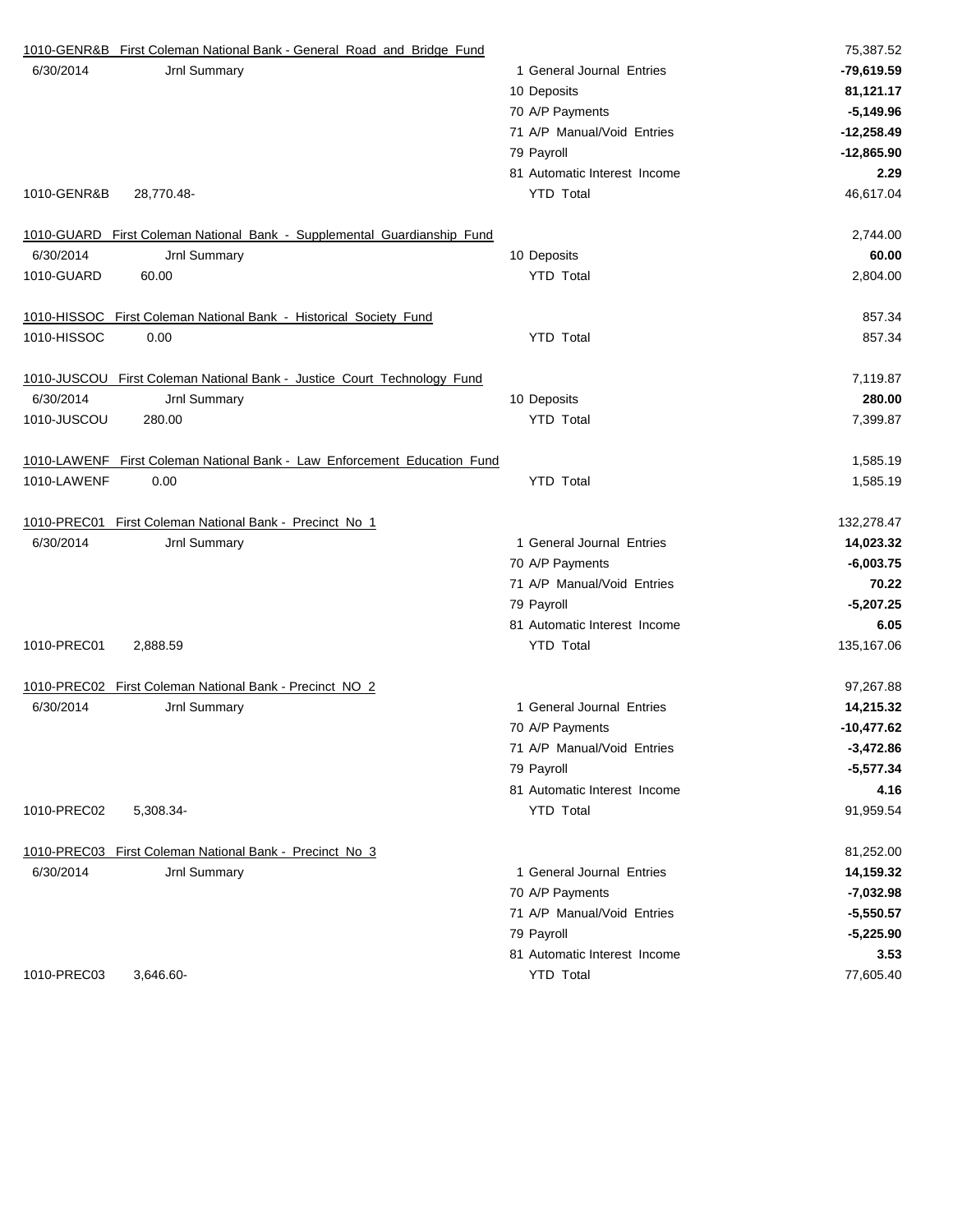| Account | Description | Transaction | Amount |
|---|---|---|---|
| 1010-GENR&B First Coleman National Bank - General Road and Bridge Fund | | | 75,387.52 |
| 6/30/2014 | Jrnl Summary | 1 General Journal Entries | **-79,619.59** |
| | | 10 Deposits | **81,121.17** |
| | | 70 A/P Payments | **-5,149.96** |
| | | 71 A/P Manual/Void Entries | **-12,258.49** |
| | | 79 Payroll | **-12,865.90** |
| | | 81 Automatic Interest Income | **2.29** |
| 1010-GENR&B | 28,770.48- | YTD Total | 46,617.04 |
| 1010-GUARD First Coleman National Bank - Supplemental Guardianship Fund | | | 2,744.00 |
| 6/30/2014 | Jrnl Summary | 10 Deposits | **60.00** |
| 1010-GUARD | 60.00 | YTD Total | 2,804.00 |
| 1010-HISSOC First Coleman National Bank - Historical Society Fund | | | 857.34 |
| 1010-HISSOC | 0.00 | YTD Total | 857.34 |
| 1010-JUSCOU First Coleman National Bank - Justice Court Technology Fund | | | 7,119.87 |
| 6/30/2014 | Jrnl Summary | 10 Deposits | **280.00** |
| 1010-JUSCOU | 280.00 | YTD Total | 7,399.87 |
| 1010-LAWENF First Coleman National Bank - Law Enforcement Education Fund | | | 1,585.19 |
| 1010-LAWENF | 0.00 | YTD Total | 1,585.19 |
| 1010-PREC01 First Coleman National Bank - Precinct No 1 | | | 132,278.47 |
| 6/30/2014 | Jrnl Summary | 1 General Journal Entries | **14,023.32** |
| | | 70 A/P Payments | **-6,003.75** |
| | | 71 A/P Manual/Void Entries | **70.22** |
| | | 79 Payroll | **-5,207.25** |
| | | 81 Automatic Interest Income | **6.05** |
| 1010-PREC01 | 2,888.59 | YTD Total | 135,167.06 |
| 1010-PREC02 First Coleman National Bank - Precinct NO 2 | | | 97,267.88 |
| 6/30/2014 | Jrnl Summary | 1 General Journal Entries | **14,215.32** |
| | | 70 A/P Payments | **-10,477.62** |
| | | 71 A/P Manual/Void Entries | **-3,472.86** |
| | | 79 Payroll | **-5,577.34** |
| | | 81 Automatic Interest Income | **4.16** |
| 1010-PREC02 | 5,308.34- | YTD Total | 91,959.54 |
| 1010-PREC03 First Coleman National Bank - Precinct No 3 | | | 81,252.00 |
| 6/30/2014 | Jrnl Summary | 1 General Journal Entries | **14,159.32** |
| | | 70 A/P Payments | **-7,032.98** |
| | | 71 A/P Manual/Void Entries | **-5,550.57** |
| | | 79 Payroll | **-5,225.90** |
| | | 81 Automatic Interest Income | **3.53** |
| 1010-PREC03 | 3,646.60- | YTD Total | 77,605.40 |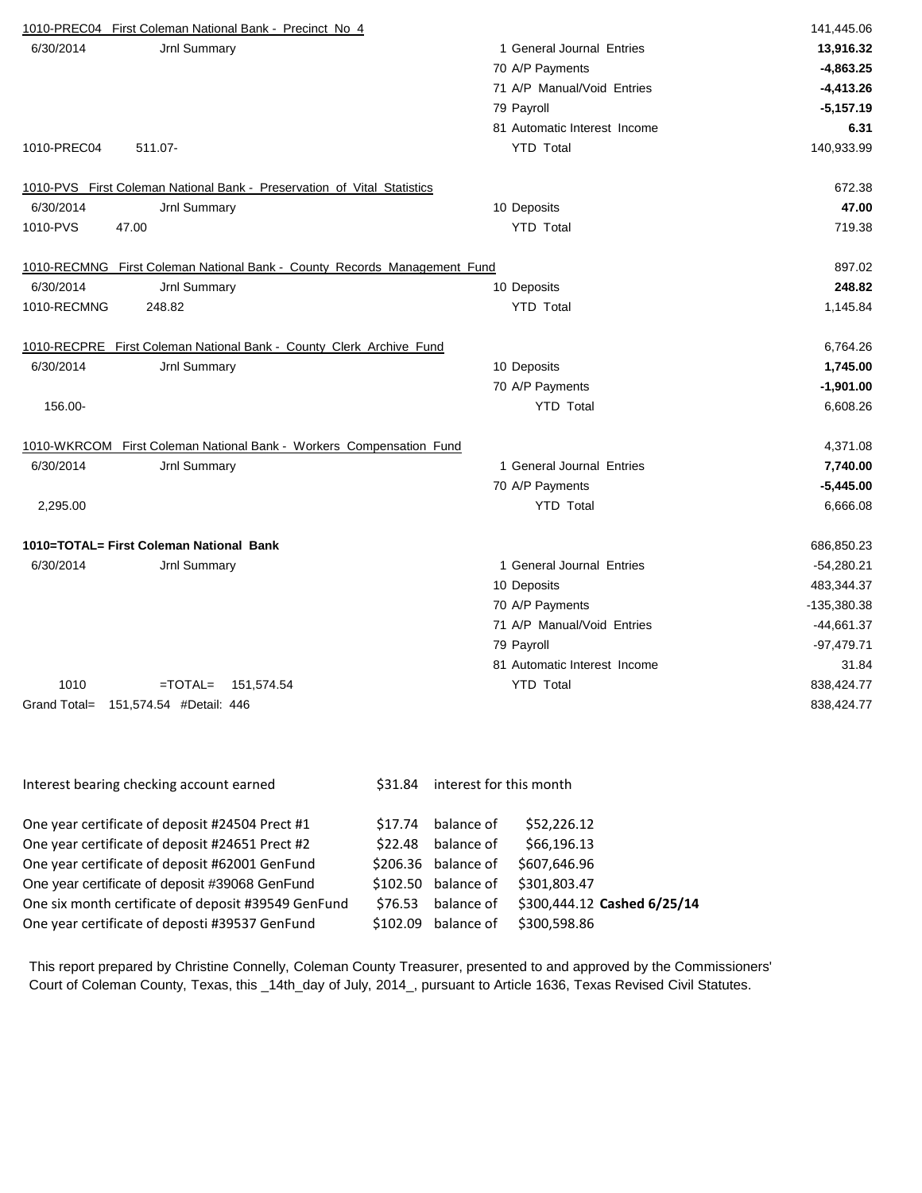| | | | |
|---|---|---|---|
| 1010-PREC04 First Coleman National Bank - Precinct No 4 | | | 141,445.06 |
| 6/30/2014 | Jrnl Summary | 1 General Journal Entries | **13,916.32** |
| | | 70 A/P Payments | **-4,863.25** |
| | | 71 A/P Manual/Void Entries | **-4,413.26** |
| | | 79 Payroll | **-5,157.19** |
| | | 81 Automatic Interest Income | **6.31** |
| 1010-PREC04 | 511.07- | YTD Total | 140,933.99 |
| 1010-PVS First Coleman National Bank - Preservation of Vital Statistics | | | 672.38 |
| 6/30/2014 | Jrnl Summary | 10 Deposits | **47.00** |
| 1010-PVS | 47.00 | YTD Total | 719.38 |
| 1010-RECMNG First Coleman National Bank - County Records Management Fund | | | 897.02 |
| 6/30/2014 | Jrnl Summary | 10 Deposits | **248.82** |
| 1010-RECMNG | 248.82 | YTD Total | 1,145.84 |
| 1010-RECPRE First Coleman National Bank - County Clerk Archive Fund | | | 6,764.26 |
| 6/30/2014 | Jrnl Summary | 10 Deposits | **1,745.00** |
| | | 70 A/P Payments | **-1,901.00** |
| 156.00- | | YTD Total | 6,608.26 |
| 1010-WKRCOM First Coleman National Bank - Workers Compensation Fund | | | 4,371.08 |
| 6/30/2014 | Jrnl Summary | 1 General Journal Entries | **7,740.00** |
| | | 70 A/P Payments | **-5,445.00** |
| 2,295.00 | | YTD Total | 6,666.08 |
| **1010=TOTAL= First Coleman National Bank** | | | 686,850.23 |
| 6/30/2014 | Jrnl Summary | 1 General Journal Entries | -54,280.21 |
| | | 10 Deposits | 483,344.37 |
| | | 70 A/P Payments | -135,380.38 |
| | | 71 A/P Manual/Void Entries | -44,661.37 |
| | | 79 Payroll | -97,479.71 |
| | | 81 Automatic Interest Income | 31.84 |
| 1010 | =TOTAL= 151,574.54 | YTD Total | 838,424.77 |
| Grand Total= 151,574.54 #Detail: 446 | | | 838,424.77 |

| | | | |
|---|---|---|---|
| Interest bearing checking account earned | $31.84 | interest for this month | |
| One year certificate of deposit #24504 Prect #1 | $17.74 | balance of | $52,226.12 |
| One year certificate of deposit #24651 Prect #2 | $22.48 | balance of | $66,196.13 |
| One year certificate of deposit #62001 GenFund | $206.36 | balance of | $607,646.96 |
| One year certificate of deposit #39068 GenFund | $102.50 | balance of | $301,803.47 |
| One six month certificate of deposit #39549 GenFund | $76.53 | balance of | $300,444.12 **Cashed 6/25/14** |
| One year certificate of deposti #39537 GenFund | $102.09 | balance of | $300,598.86 |

This report prepared by Christine Connelly, Coleman County Treasurer, presented to and approved by the Commissioners' Court of Coleman County, Texas, this _14th_day of July, 2014_, pursuant to Article 1636, Texas Revised Civil Statutes.